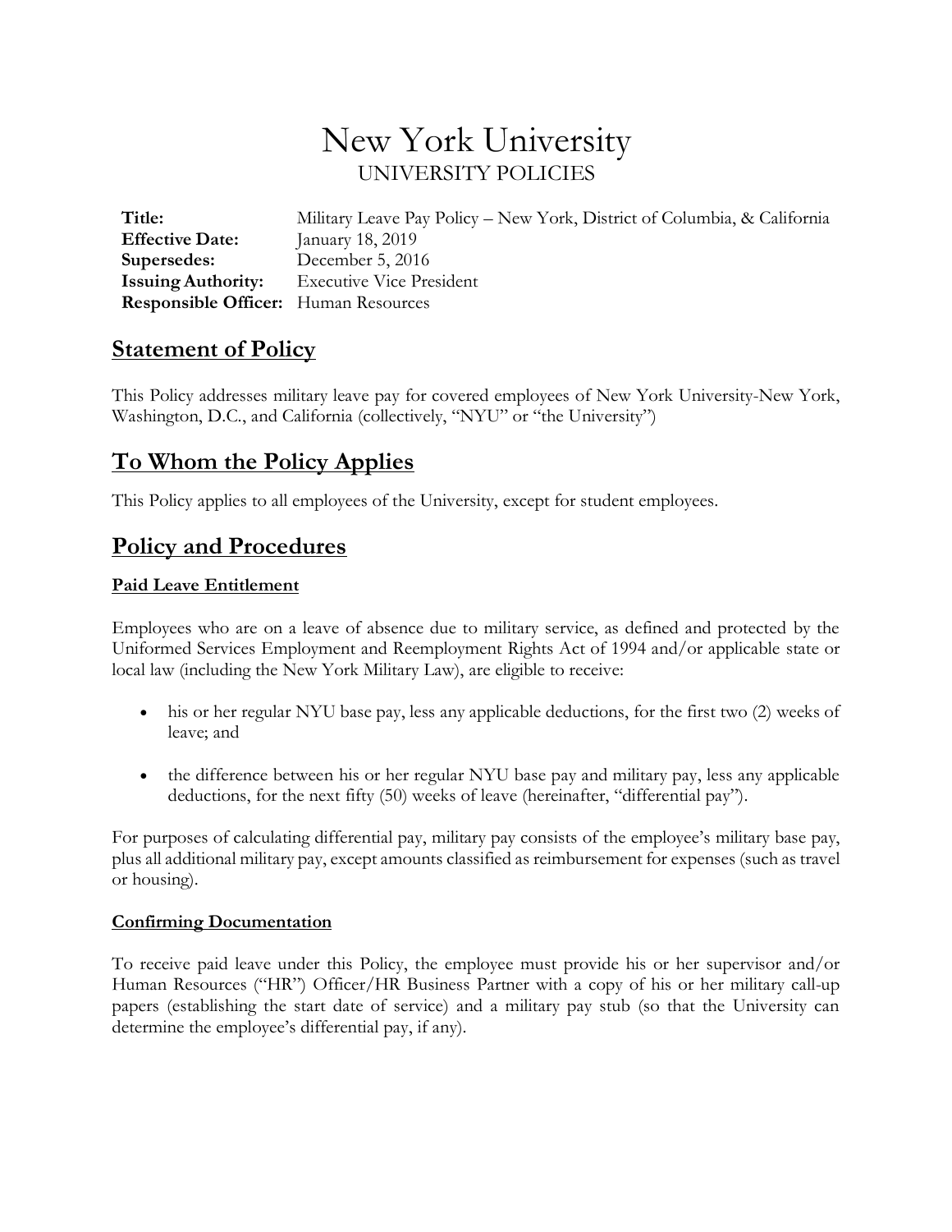# New York University

UNIVERSITY POLICIES

| | |
|---|---|
| **Title:** | Military Leave Pay Policy – New York, District of Columbia, & California |
| **Effective Date:** | January 18, 2019 |
| **Supersedes:** | December 5, 2016 |
| **Issuing Authority:** | Executive Vice President |
| **Responsible Officer:** | Human Resources |

## Statement of Policy

This Policy addresses military leave pay for covered employees of New York University-New York, Washington, D.C., and California (collectively, "NYU" or "the University")

## To Whom the Policy Applies

This Policy applies to all employees of the University, except for student employees.

## Policy and Procedures

### Paid Leave Entitlement

Employees who are on a leave of absence due to military service, as defined and protected by the Uniformed Services Employment and Reemployment Rights Act of 1994 and/or applicable state or local law (including the New York Military Law), are eligible to receive:

- his or her regular NYU base pay, less any applicable deductions, for the first two (2) weeks of leave; and
- the difference between his or her regular NYU base pay and military pay, less any applicable deductions, for the next fifty (50) weeks of leave (hereinafter, "differential pay").

For purposes of calculating differential pay, military pay consists of the employee's military base pay, plus all additional military pay, except amounts classified as reimbursement for expenses (such as travel or housing).

### Confirming Documentation

To receive paid leave under this Policy, the employee must provide his or her supervisor and/or Human Resources ("HR") Officer/HR Business Partner with a copy of his or her military call-up papers (establishing the start date of service) and a military pay stub (so that the University can determine the employee's differential pay, if any).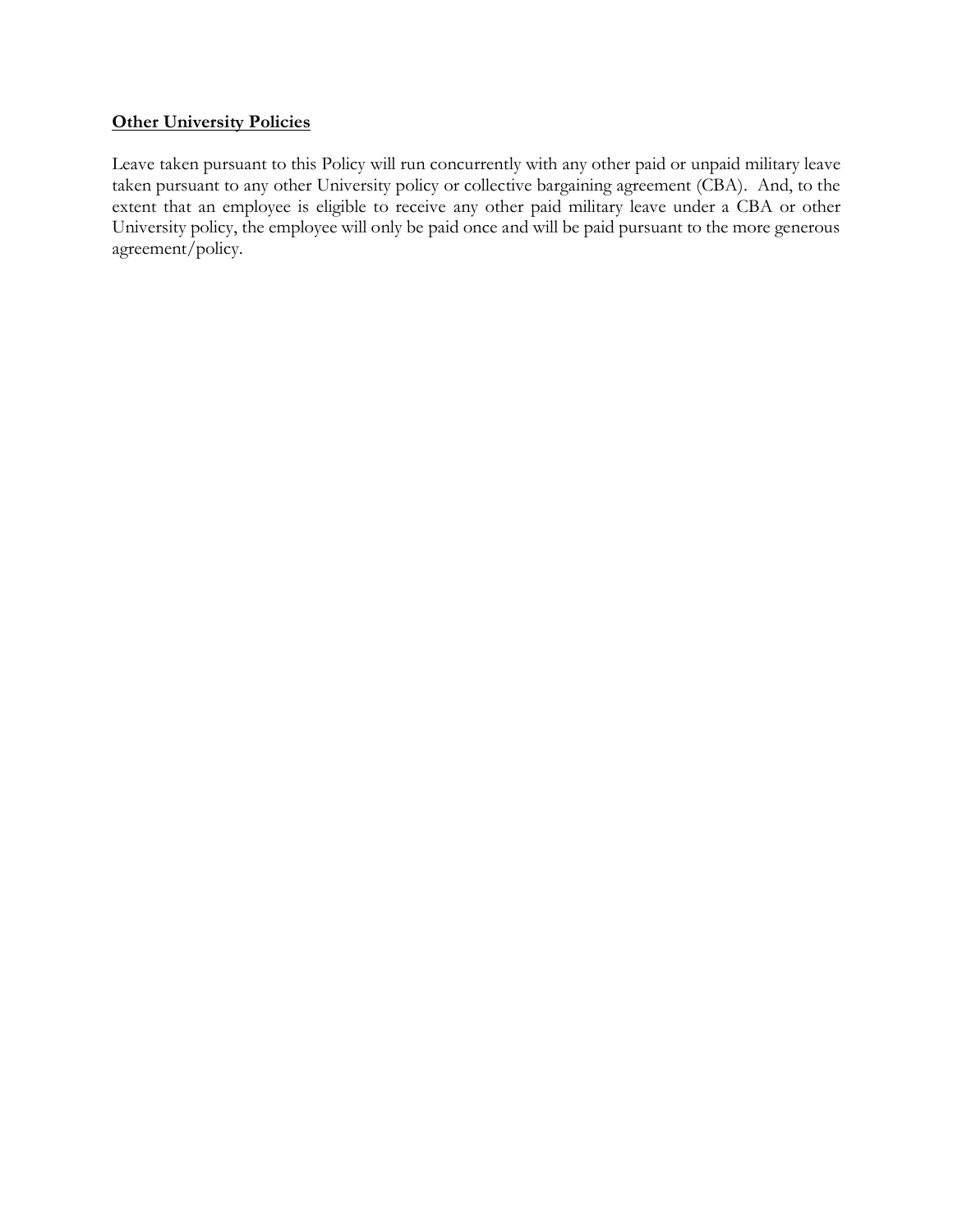**Other University Policies**

Leave taken pursuant to this Policy will run concurrently with any other paid or unpaid military leave taken pursuant to any other University policy or collective bargaining agreement (CBA). And, to the extent that an employee is eligible to receive any other paid military leave under a CBA or other University policy, the employee will only be paid once and will be paid pursuant to the more generous agreement/policy.